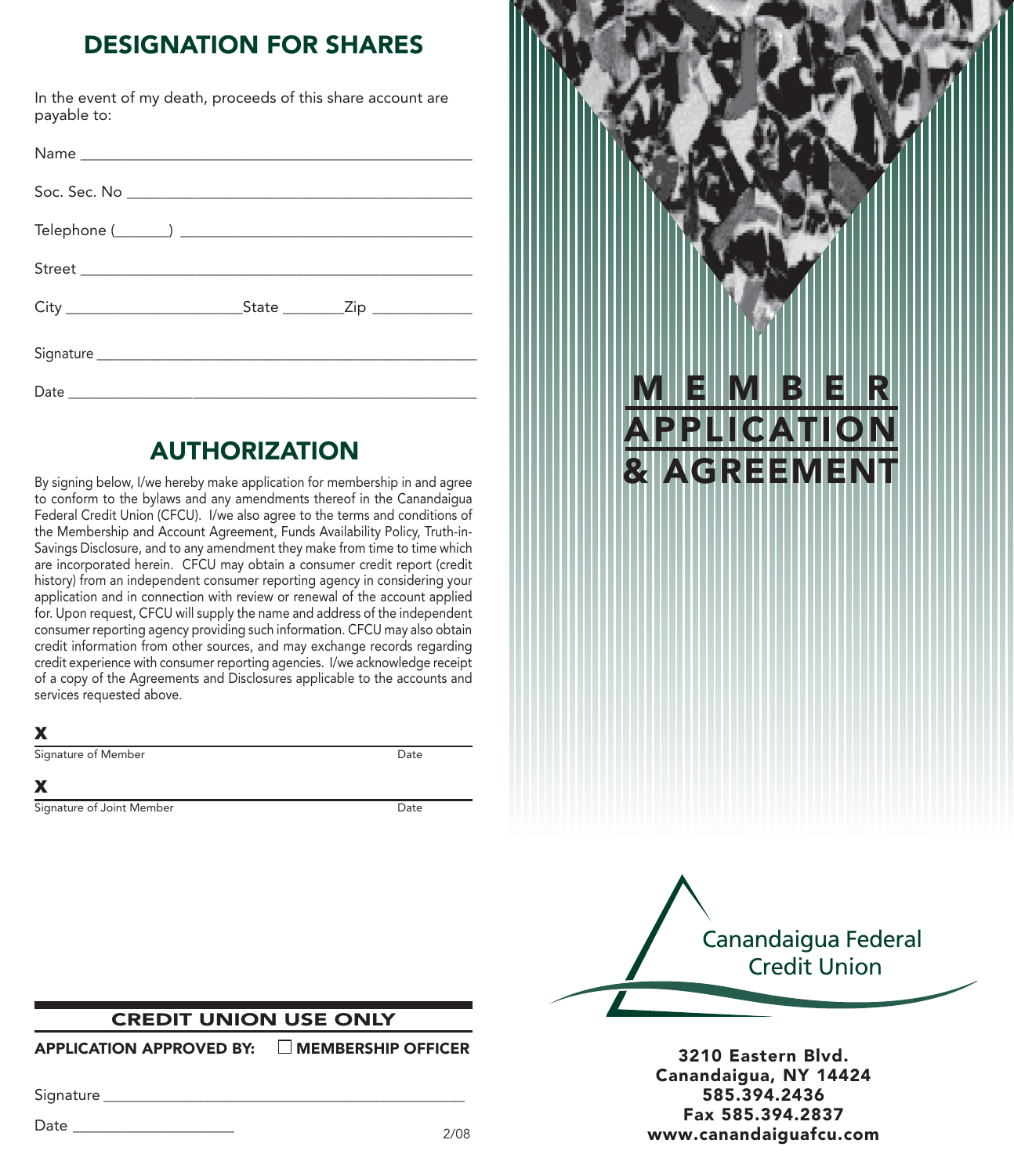## DESIGNATION FOR SHARES

In the event of my death, proceeds of this share account are payable to:

Name ______________________________________________

Soc. Sec. No ________________________________________

Telephone (______) __________________________________

Street _____________________________________________

City _____________________State ________Zip ____________

Signature ___________________________________________

Date _______________________________________________

## AUTHORIZATION

By signing below, I/we hereby make application for membership in and agree to conform to the bylaws and any amendments thereof in the Canandaigua Federal Credit Union (CFCU). I/we also agree to the terms and conditions of the Membership and Account Agreement, Funds Availability Policy, Truth-in-Savings Disclosure, and to any amendment they make from time to time which are incorporated herein. CFCU may obtain a consumer credit report (credit history) from an independent consumer reporting agency in considering your application and in connection with review or renewal of the account applied for. Upon request, CFCU will supply the name and address of the independent consumer reporting agency providing such information. CFCU may also obtain credit information from other sources, and may exchange records regarding credit experience with consumer reporting agencies. I/we acknowledge receipt of a copy of the Agreements and Disclosures applicable to the accounts and services requested above.

**X** ___________________________________________

Signature of Member Date

**X** ___________________________________________

Signature of Joint Member Date

**CREDIT UNION USE ONLY**

**APPLICATION APPROVED BY:** ☐ **MEMBERSHIP OFFICER**

Signature ___________________________________________

Date ____________________

2/08

# MEMBER APPLICATION & AGREEMENT

Canandaigua Federal Credit Union

**3210 Eastern Blvd.**
**Canandaigua, NY 14424**
**585.394.2436**
**Fax 585.394.2837**
**www.canandaiguafcu.com**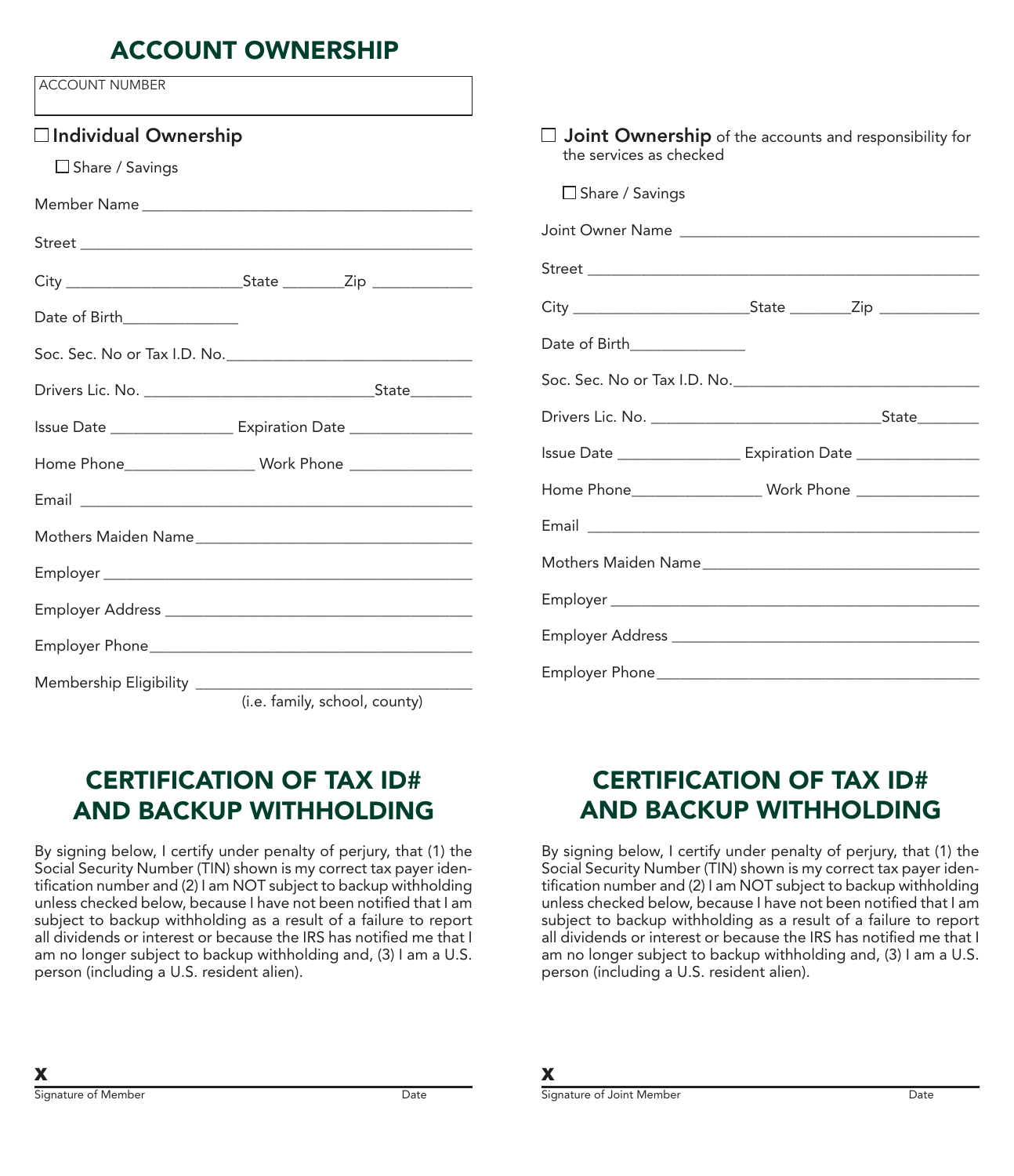# ACCOUNT OWNERSHIP

ACCOUNT NUMBER

☐ **Individual Ownership**

☐ Share / Savings

Member Name ______________________________________

Street ______________________________________

City ____________________ State _______ Zip ___________

Date of Birth_____________

Soc. Sec. No or Tax I.D. No.____________________________

Drivers Lic. No. ___________________________ State_______

Issue Date ______________ Expiration Date ______________

Home Phone_______________ Work Phone ______________

Email ______________________________________

Mothers Maiden Name________________________________

Employer ______________________________________

Employer Address ____________________________________

Employer Phone______________________________________

Membership Eligibility _______________________________
(i.e. family, school, county)

☐ **Joint Ownership** of the accounts and responsibility for the services as checked

☐ Share / Savings

Joint Owner Name ___________________________________

Street ______________________________________

City ____________________ State _______ Zip ___________

Date of Birth_____________

Soc. Sec. No or Tax I.D. No.____________________________

Drivers Lic. No. ___________________________ State_______

Issue Date ______________ Expiration Date ______________

Home Phone_______________ Work Phone ______________

Email ______________________________________

Mothers Maiden Name________________________________

Employer ______________________________________

Employer Address ____________________________________

Employer Phone______________________________________

## CERTIFICATION OF TAX ID# AND BACKUP WITHHOLDING

By signing below, I certify under penalty of perjury, that (1) the Social Security Number (TIN) shown is my correct tax payer identification number and (2) I am NOT subject to backup withholding unless checked below, because I have not been notified that I am subject to backup withholding as a result of a failure to report all dividends or interest or because the IRS has notified me that I am no longer subject to backup withholding and, (3) I am a U.S. person (including a U.S. resident alien).

**x** ______________________________________

Signature of Member Date

## CERTIFICATION OF TAX ID# AND BACKUP WITHHOLDING

By signing below, I certify under penalty of perjury, that (1) the Social Security Number (TIN) shown is my correct tax payer identification number and (2) I am NOT subject to backup withholding unless checked below, because I have not been notified that I am subject to backup withholding as a result of a failure to report all dividends or interest or because the IRS has notified me that I am no longer subject to backup withholding and, (3) I am a U.S. person (including a U.S. resident alien).

**x** ______________________________________

Signature of Joint Member Date